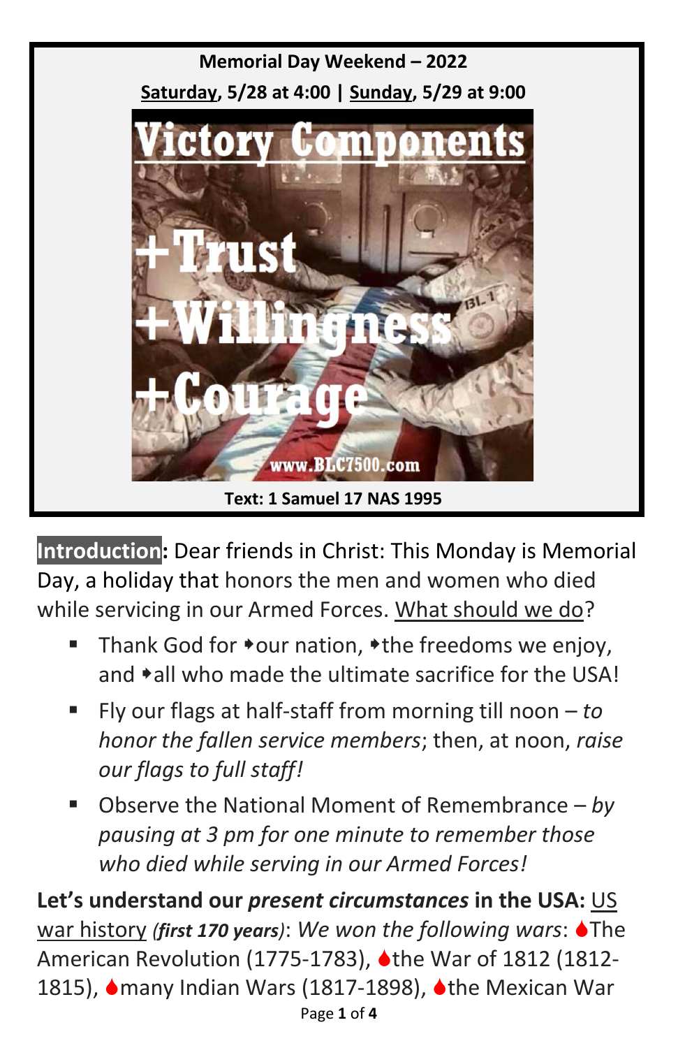**Memorial Day Weekend – 2022**

**Saturday, 5/28 at 4:00 | Sunday, 5/29 at 9:00**

Victory Components

+Trust
+Willingness
+Courage

www.BLC7500.com

**Text: 1 Samuel 17 NAS 1995**

**Introduction:** Dear friends in Christ: This Monday is Memorial Day, a holiday that honors the men and women who died while servicing in our Armed Forces. What should we do?

- Thank God for ➧our nation, ➧the freedoms we enjoy, and ➧all who made the ultimate sacrifice for the USA!
- Fly our flags at half-staff from morning till noon – *to honor the fallen service members*; then, at noon, *raise our flags to full staff!*
- Observe the National Moment of Remembrance – *by pausing at 3 pm for one minute to remember those who died while serving in our Armed Forces!*

**Let's understand our *present circumstances* in the USA:** US war history ***(first 170 years)***: *We won the following wars*: 🔥The American Revolution (1775-1783), 🔥the War of 1812 (1812-1815), 🔥many Indian Wars (1817-1898), 🔥the Mexican War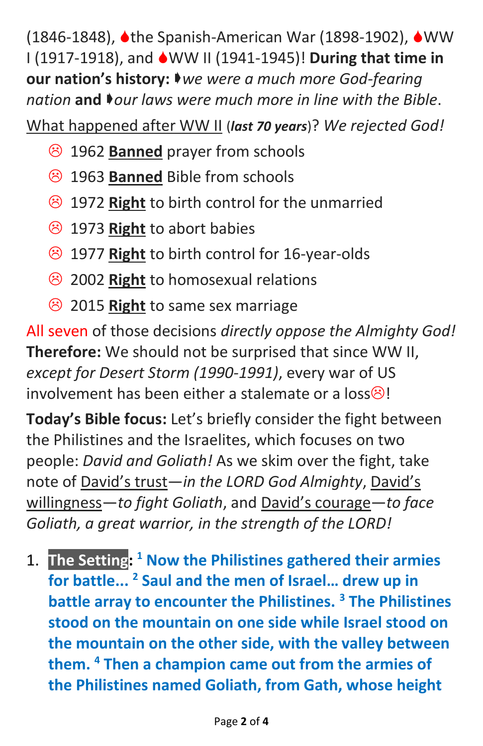(1846-1848), 🔴the Spanish-American War (1898-1902), 🔴WW I (1917-1918), and 🔴WW II (1941-1945)! **During that time in our nation's history:** ➧*we were a much more God-fearing nation* **and** ➧*our laws were much more in line with the Bible*.

What happened after WW II (***last 70 years***)? *We rejected God!*

- ☹ 1962 **Banned** prayer from schools
- ☹ 1963 **Banned** Bible from schools
- ☹ 1972 **Right** to birth control for the unmarried
- ☹ 1973 **Right** to abort babies
- ☹ 1977 **Right** to birth control for 16-year-olds
- ☹ 2002 **Right** to homosexual relations
- ☹ 2015 **Right** to same sex marriage

All seven of those decisions *directly oppose the Almighty God!* **Therefore:** We should not be surprised that since WW II, *except for Desert Storm (1990-1991)*, every war of US involvement has been either a stalemate or a loss☹!

**Today's Bible focus:** Let's briefly consider the fight between the Philistines and the Israelites, which focuses on two people: *David and Goliath!* As we skim over the fight, take note of David's trust—*in the LORD God Almighty*, David's willingness—*to fight Goliath*, and David's courage—*to face Goliath, a great warrior, in the strength of the LORD!*

1. **The Setting:** [1] **Now the Philistines gathered their armies for battle...** [2] **Saul and the men of Israel... drew up in battle array to encounter the Philistines.** [3] **The Philistines stood on the mountain on one side while Israel stood on the mountain on the other side, with the valley between them.** [4] **Then a champion came out from the armies of the Philistines named Goliath, from Gath, whose height**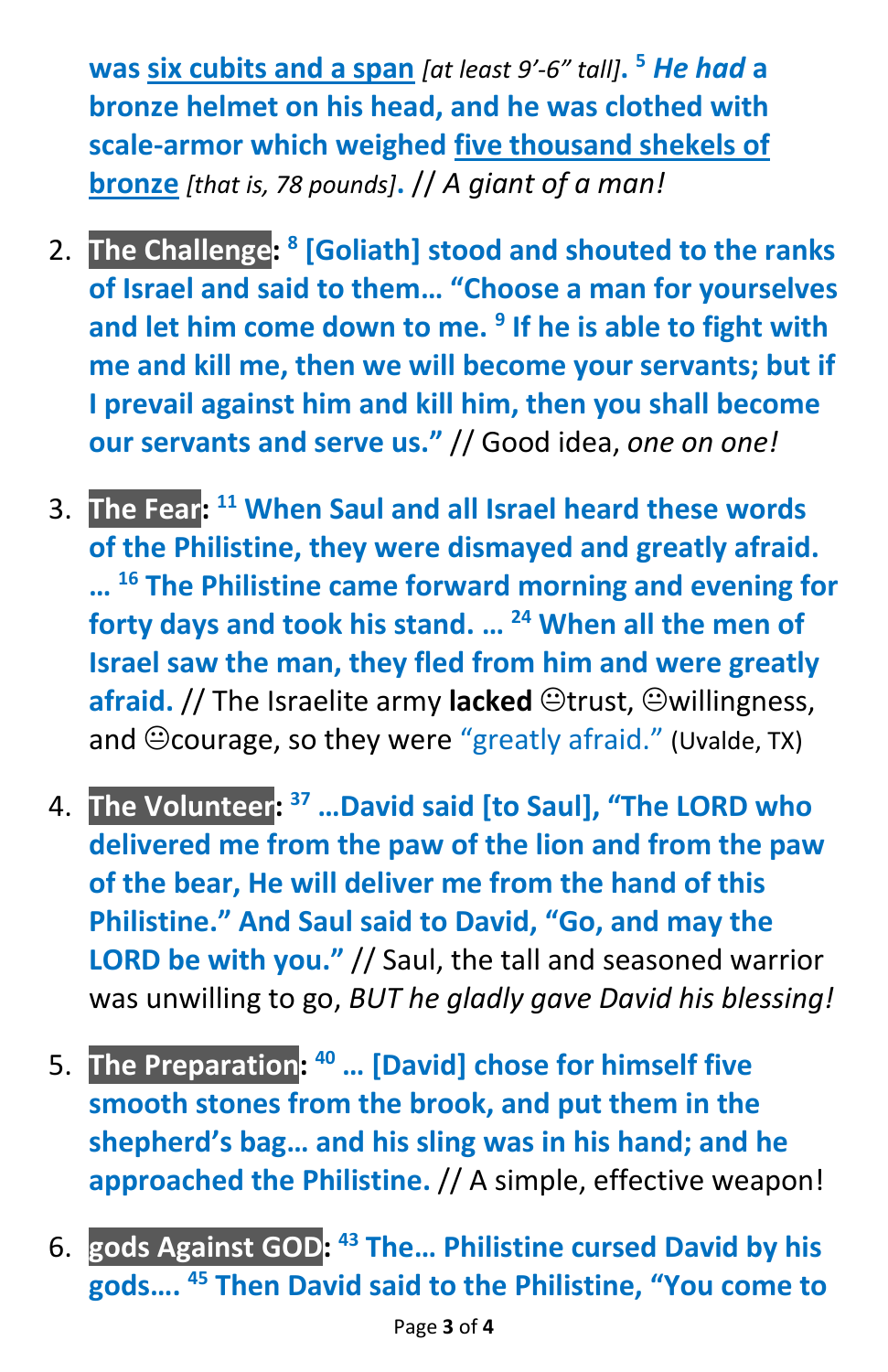**was <u>six cubits and a span</u>** *[at least 9'-6" tall]*. [5] ***He had*** **a bronze helmet on his head, and he was clothed with scale-armor which weighed <u>five thousand shekels of bronze</u>** *[that is, 78 pounds]*. // *A giant of a man!*

2. **The Challenge**: [8] **[Goliath] stood and shouted to the ranks of Israel and said to them… "Choose a man for yourselves and let him come down to me.** [9] **If he is able to fight with me and kill me, then we will become your servants; but if I prevail against him and kill him, then you shall become our servants and serve us."** // Good idea, *one on one!*

3. **The Fear**: [11] **When Saul and all Israel heard these words of the Philistine, they were dismayed and greatly afraid. …** [16] **The Philistine came forward morning and evening for forty days and took his stand. …** [24] **When all the men of Israel saw the man, they fled from him and were greatly afraid.** // The Israelite army **lacked** ☹trust, ☹willingness, and ☹courage, so they were "greatly afraid." (Uvalde, TX)

4. **The Volunteer**: [37] **…David said [to Saul], "The LORD who delivered me from the paw of the lion and from the paw of the bear, He will deliver me from the hand of this Philistine." And Saul said to David, "Go, and may the LORD be with you."** // Saul, the tall and seasoned warrior was unwilling to go, *BUT he gladly gave David his blessing!*

5. **The Preparation**: [40] **… [David] chose for himself five smooth stones from the brook, and put them in the shepherd's bag… and his sling was in his hand; and he approached the Philistine.** // A simple, effective weapon!

6. **gods Against GOD**: [43] **The… Philistine cursed David by his gods….** [45] **Then David said to the Philistine, "You come to**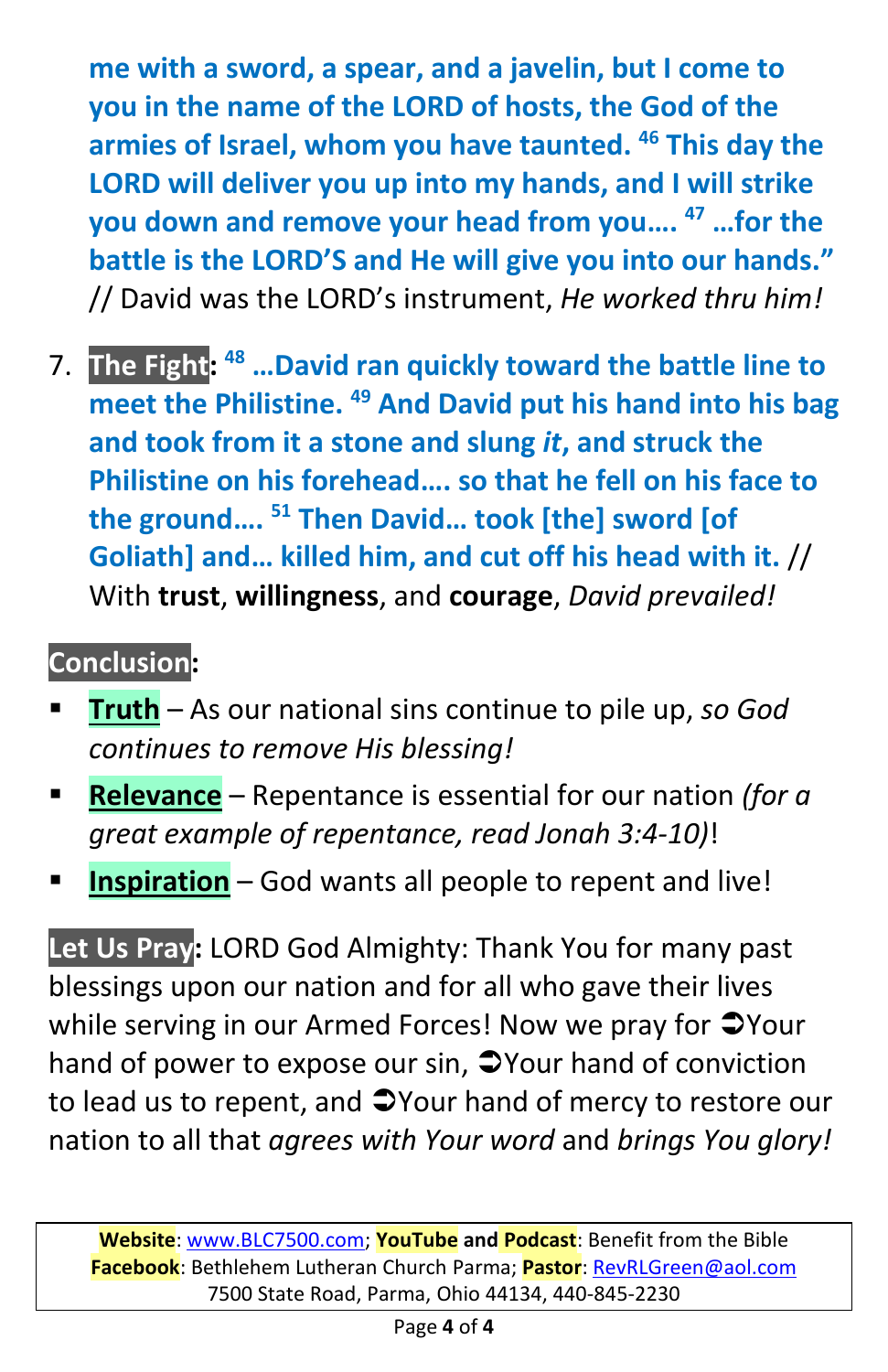**me with a sword, a spear, and a javelin, but I come to you in the name of the LORD of hosts, the God of the armies of Israel, whom you have taunted. [46] This day the LORD will deliver you up into my hands, and I will strike you down and remove your head from you…. [47] …for the battle is the LORD'S and He will give you into our hands."** // David was the LORD's instrument, *He worked thru him!*

7. **The Fight**: **[48] …David ran quickly toward the battle line to meet the Philistine. [49] And David put his hand into his bag and took from it a stone and slung *it*, and struck the Philistine on his forehead…. so that he fell on his face to the ground…. [51] Then David… took [the] sword [of Goliath] and… killed him, and cut off his head with it.** // With **trust**, **willingness**, and **courage**, *David prevailed!*

**Conclusion**:

- **Truth** – As our national sins continue to pile up, *so God continues to remove His blessing!*
- **Relevance** – Repentance is essential for our nation *(for a great example of repentance, read Jonah 3:4-10)*!
- **Inspiration** – God wants all people to repent and live!

**Let Us Pray**: LORD God Almighty: Thank You for many past blessings upon our nation and for all who gave their lives while serving in our Armed Forces! Now we pray for ➲Your hand of power to expose our sin, ➲Your hand of conviction to lead us to repent, and ➲Your hand of mercy to restore our nation to all that *agrees with Your word* and *brings You glory!*

**Website**: www.BLC7500.com; **YouTube** and **Podcast**: Benefit from the Bible
**Facebook**: Bethlehem Lutheran Church Parma; **Pastor**: RevRLGreen@aol.com
7500 State Road, Parma, Ohio 44134, 440-845-2230